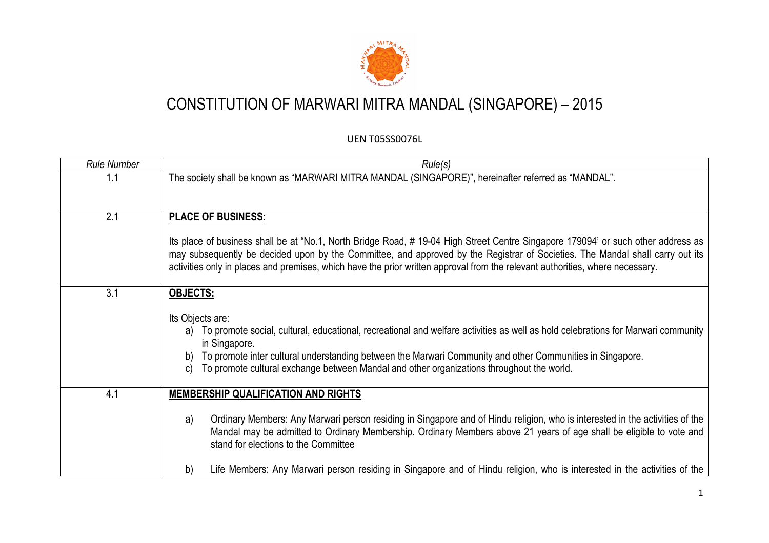# CONSTITUTION OF MARWARI MITRA MANDAL (SINGAPORE) – 2015

UEN T05SS0076L

| *Rule Number* | *Rule(s)* |
|---|---|
| 1.1 | The society shall be known as "MARWARI MITRA MANDAL (SINGAPORE)", hereinafter referred as "MANDAL". |
| 2.1 | **PLACE OF BUSINESS:**<br><br>Its place of business shall be at "No.1, North Bridge Road, # 19-04 High Street Centre Singapore 179094' or such other address as may subsequently be decided upon by the Committee, and approved by the Registrar of Societies. The Mandal shall carry out its activities only in places and premises, which have the prior written approval from the relevant authorities, where necessary. |
| 3.1 | **OBJECTS:**<br><br>Its Objects are:<br>a) To promote social, cultural, educational, recreational and welfare activities as well as hold celebrations for Marwari community in Singapore.<br>b) To promote inter cultural understanding between the Marwari Community and other Communities in Singapore.<br>c) To promote cultural exchange between Mandal and other organizations throughout the world. |
| 4.1 | **MEMBERSHIP QUALIFICATION AND RIGHTS**<br><br>a) Ordinary Members: Any Marwari person residing in Singapore and of Hindu religion, who is interested in the activities of the Mandal may be admitted to Ordinary Membership. Ordinary Members above 21 years of age shall be eligible to vote and stand for elections to the Committee<br><br>b) Life Members: Any Marwari person residing in Singapore and of Hindu religion, who is interested in the activities of the |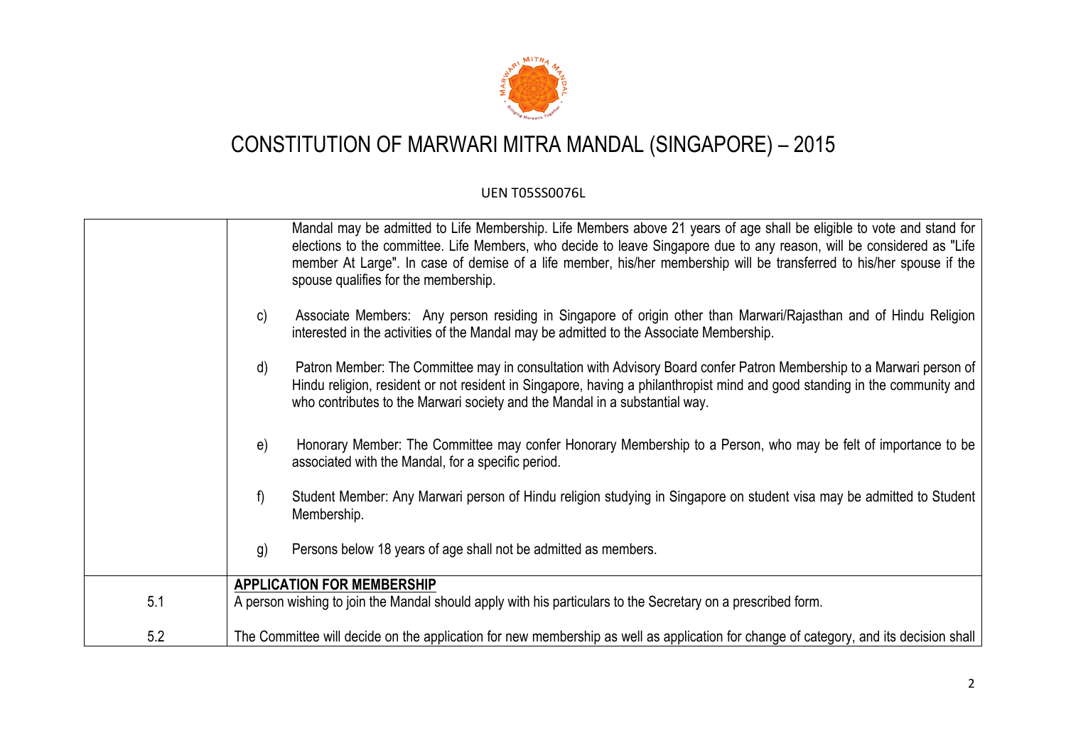| | |
|---|---|
| | Mandal may be admitted to Life Membership. Life Members above 21 years of age shall be eligible to vote and stand for elections to the committee. Life Members, who decide to leave Singapore due to any reason, will be considered as "Life member At Large". In case of demise of a life member, his/her membership will be transferred to his/her spouse if the spouse qualifies for the membership.<br><br>c) Associate Members: Any person residing in Singapore of origin other than Marwari/Rajasthan and of Hindu Religion interested in the activities of the Mandal may be admitted to the Associate Membership.<br><br>d) Patron Member: The Committee may in consultation with Advisory Board confer Patron Membership to a Marwari person of Hindu religion, resident or not resident in Singapore, having a philanthropist mind and good standing in the community and who contributes to the Marwari society and the Mandal in a substantial way.<br><br>e) Honorary Member: The Committee may confer Honorary Membership to a Person, who may be felt of importance to be associated with the Mandal, for a specific period.<br><br>f) Student Member: Any Marwari person of Hindu religion studying in Singapore on student visa may be admitted to Student Membership.<br><br>g) Persons below 18 years of age shall not be admitted as members. |
| | **APPLICATION FOR MEMBERSHIP** |
| 5.1 | A person wishing to join the Mandal should apply with his particulars to the Secretary on a prescribed form. |
| 5.2 | The Committee will decide on the application for new membership as well as application for change of category, and its decision shall |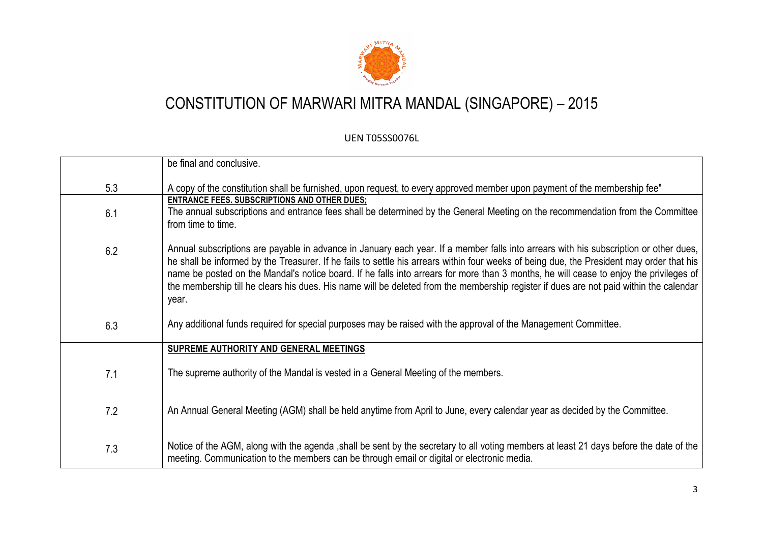# CONSTITUTION OF MARWARI MITRA MANDAL (SINGAPORE) – 2015

UEN T05SS0076L

| | |
|---|---|
| | be final and conclusive. |
| 5.3 | A copy of the constitution shall be furnished, upon request, to every approved member upon payment of the membership fee" |
| | **ENTRANCE FEES. SUBSCRIPTIONS AND OTHER DUES;** |
| 6.1 | The annual subscriptions and entrance fees shall be determined by the General Meeting on the recommendation from the Committee from time to time. |
| 6.2 | Annual subscriptions are payable in advance in January each year. If a member falls into arrears with his subscription or other dues, he shall be informed by the Treasurer. If he fails to settle his arrears within four weeks of being due, the President may order that his name be posted on the Mandal's notice board. If he falls into arrears for more than 3 months, he will cease to enjoy the privileges of the membership till he clears his dues. His name will be deleted from the membership register if dues are not paid within the calendar year. |
| 6.3 | Any additional funds required for special purposes may be raised with the approval of the Management Committee. |
| | **SUPREME AUTHORITY AND GENERAL MEETINGS** |
| 7.1 | The supreme authority of the Mandal is vested in a General Meeting of the members. |
| 7.2 | An Annual General Meeting (AGM) shall be held anytime from April to June, every calendar year as decided by the Committee. |
| 7.3 | Notice of the AGM, along with the agenda ,shall be sent by the secretary to all voting members at least 21 days before the date of the meeting. Communication to the members can be through email or digital or electronic media. |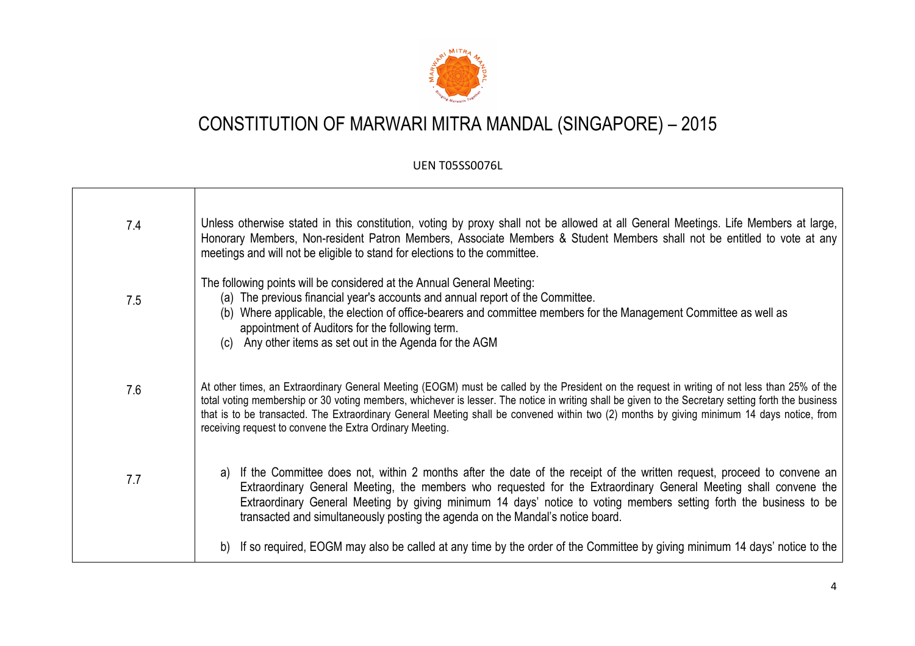# CONSTITUTION OF MARWARI MITRA MANDAL (SINGAPORE) – 2015

UEN T05SS0076L

| | |
|---|---|
| 7.4 | Unless otherwise stated in this constitution, voting by proxy shall not be allowed at all General Meetings. Life Members at large, Honorary Members, Non-resident Patron Members, Associate Members & Student Members shall not be entitled to vote at any meetings and will not be eligible to stand for elections to the committee. |
| 7.5 | The following points will be considered at the Annual General Meeting:<br>(a) The previous financial year's accounts and annual report of the Committee.<br>(b) Where applicable, the election of office-bearers and committee members for the Management Committee as well as appointment of Auditors for the following term.<br>(c) Any other items as set out in the Agenda for the AGM |
| 7.6 | At other times, an Extraordinary General Meeting (EOGM) must be called by the President on the request in writing of not less than 25% of the total voting membership or 30 voting members, whichever is lesser. The notice in writing shall be given to the Secretary setting forth the business that is to be transacted. The Extraordinary General Meeting shall be convened within two (2) months by giving minimum 14 days notice, from receiving request to convene the Extra Ordinary Meeting. |
| 7.7 | a) If the Committee does not, within 2 months after the date of the receipt of the written request, proceed to convene an Extraordinary General Meeting, the members who requested for the Extraordinary General Meeting shall convene the Extraordinary General Meeting by giving minimum 14 days' notice to voting members setting forth the business to be transacted and simultaneously posting the agenda on the Mandal's notice board.<br><br>b) If so required, EOGM may also be called at any time by the order of the Committee by giving minimum 14 days' notice to the |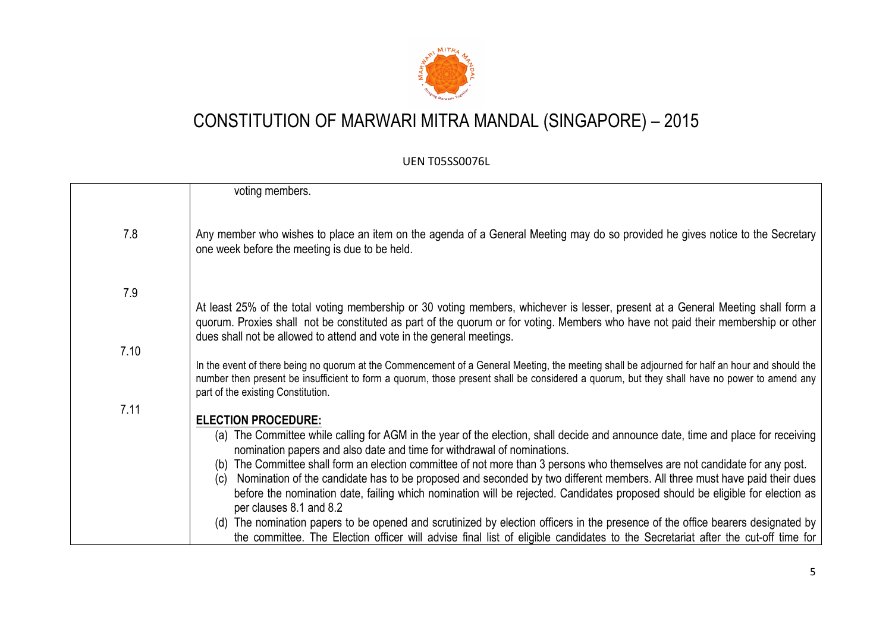# CONSTITUTION OF MARWARI MITRA MANDAL (SINGAPORE) – 2015

UEN T05SS0076L

| | |
|---|---|
| | voting members. |
| 7.8 | Any member who wishes to place an item on the agenda of a General Meeting may do so provided he gives notice to the Secretary one week before the meeting is due to be held. |
| 7.9 | At least 25% of the total voting membership or 30 voting members, whichever is lesser, present at a General Meeting shall form a quorum. Proxies shall not be constituted as part of the quorum or for voting. Members who have not paid their membership or other dues shall not be allowed to attend and vote in the general meetings. |
| 7.10 | In the event of there being no quorum at the Commencement of a General Meeting, the meeting shall be adjourned for half an hour and should the number then present be insufficient to form a quorum, those present shall be considered a quorum, but they shall have no power to amend any part of the existing Constitution. |
| 7.11 | **ELECTION PROCEDURE:**<br>(a) The Committee while calling for AGM in the year of the election, shall decide and announce date, time and place for receiving nomination papers and also date and time for withdrawal of nominations.<br>(b) The Committee shall form an election committee of not more than 3 persons who themselves are not candidate for any post.<br>(c) Nomination of the candidate has to be proposed and seconded by two different members. All three must have paid their dues before the nomination date, failing which nomination will be rejected. Candidates proposed should be eligible for election as per clauses 8.1 and 8.2<br>(d) The nomination papers to be opened and scrutinized by election officers in the presence of the office bearers designated by the committee. The Election officer will advise final list of eligible candidates to the Secretariat after the cut-off time for |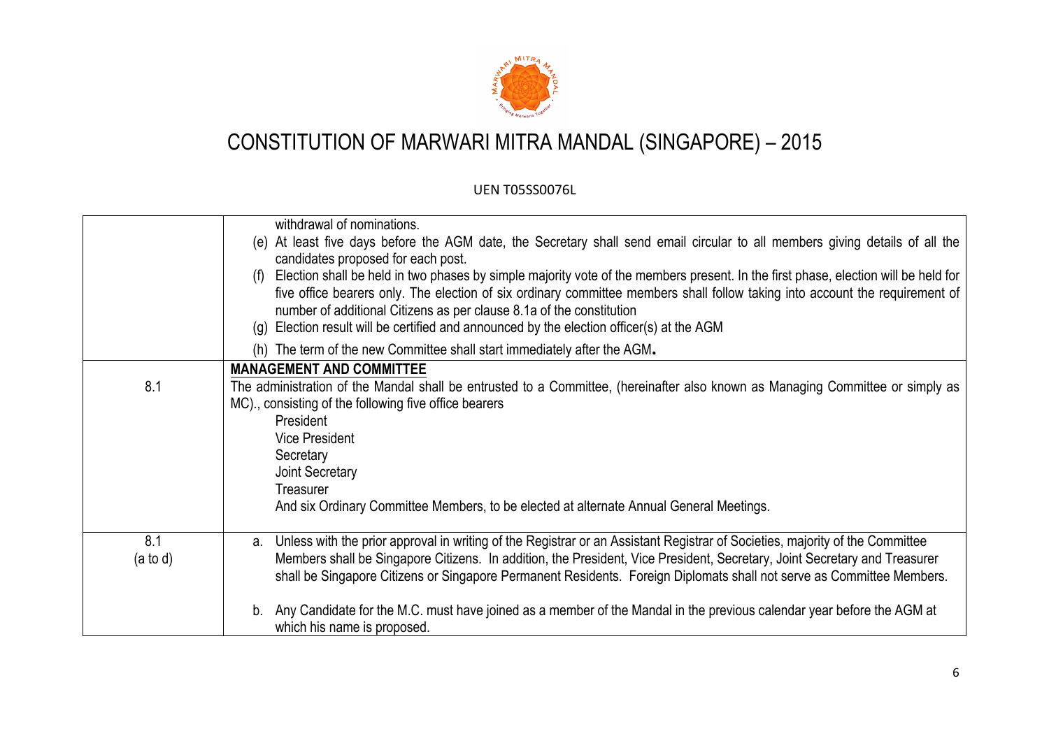# CONSTITUTION OF MARWARI MITRA MANDAL (SINGAPORE) – 2015

UEN T05SS0076L

| | |
|---|---|
| | withdrawal of nominations.<br>(e) At least five days before the AGM date, the Secretary shall send email circular to all members giving details of all the candidates proposed for each post.<br>(f) Election shall be held in two phases by simple majority vote of the members present. In the first phase, election will be held for five office bearers only. The election of six ordinary committee members shall follow taking into account the requirement of number of additional Citizens as per clause 8.1a of the constitution<br>(g) Election result will be certified and announced by the election officer(s) at the AGM<br>(h) The term of the new Committee shall start immediately after the AGM**.** |
| 8.1 | **MANAGEMENT AND COMMITTEE**<br>The administration of the Mandal shall be entrusted to a Committee, (hereinafter also known as Managing Committee or simply as MC)., consisting of the following five office bearers<br>President<br>Vice President<br>Secretary<br>Joint Secretary<br>Treasurer<br>And six Ordinary Committee Members, to be elected at alternate Annual General Meetings. |
| 8.1<br>(a to d) | a. Unless with the prior approval in writing of the Registrar or an Assistant Registrar of Societies, majority of the Committee Members shall be Singapore Citizens. In addition, the President, Vice President, Secretary, Joint Secretary and Treasurer shall be Singapore Citizens or Singapore Permanent Residents. Foreign Diplomats shall not serve as Committee Members.<br><br>b. Any Candidate for the M.C. must have joined as a member of the Mandal in the previous calendar year before the AGM at which his name is proposed. |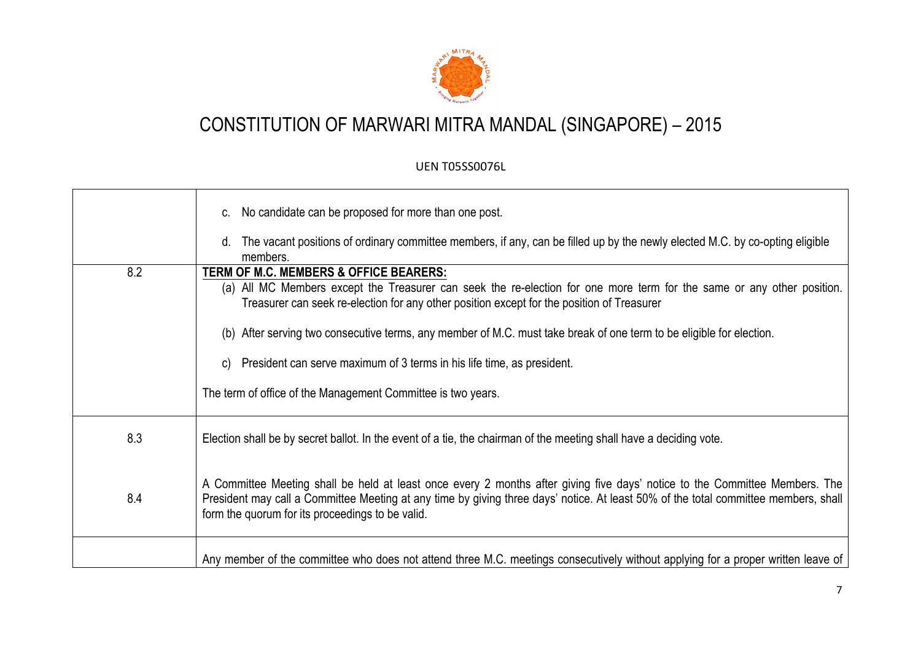# CONSTITUTION OF MARWARI MITRA MANDAL (SINGAPORE) – 2015

UEN T05SS0076L

| | |
|---|---|
| | c. No candidate can be proposed for more than one post.<br><br>d. The vacant positions of ordinary committee members, if any, can be filled up by the newly elected M.C. by co-opting eligible members. |
| 8.2 | **TERM OF M.C. MEMBERS & OFFICE BEARERS:**<br>(a) All MC Members except the Treasurer can seek the re-election for one more term for the same or any other position. Treasurer can seek re-election for any other position except for the position of Treasurer<br><br>(b) After serving two consecutive terms, any member of M.C. must take break of one term to be eligible for election.<br><br>c) President can serve maximum of 3 terms in his life time, as president.<br><br>The term of office of the Management Committee is two years. |
| 8.3<br><br>8.4 | Election shall be by secret ballot. In the event of a tie, the chairman of the meeting shall have a deciding vote.<br><br>A Committee Meeting shall be held at least once every 2 months after giving five days' notice to the Committee Members. The President may call a Committee Meeting at any time by giving three days' notice. At least 50% of the total committee members, shall form the quorum for its proceedings to be valid. |
| | Any member of the committee who does not attend three M.C. meetings consecutively without applying for a proper written leave of |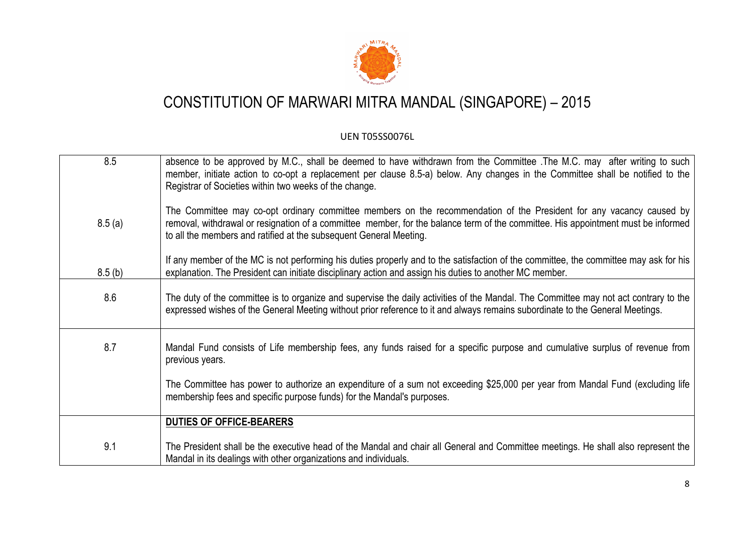# CONSTITUTION OF MARWARI MITRA MANDAL (SINGAPORE) – 2015

UEN T05SS0076L

| | |
|---|---|
| 8.5 | absence to be approved by M.C., shall be deemed to have withdrawn from the Committee .The M.C. may after writing to such member, initiate action to co-opt a replacement per clause 8.5-a) below. Any changes in the Committee shall be notified to the Registrar of Societies within two weeks of the change. |
| 8.5 (a) | The Committee may co-opt ordinary committee members on the recommendation of the President for any vacancy caused by removal, withdrawal or resignation of a committee member, for the balance term of the committee. His appointment must be informed to all the members and ratified at the subsequent General Meeting. |
| 8.5 (b) | If any member of the MC is not performing his duties properly and to the satisfaction of the committee, the committee may ask for his explanation. The President can initiate disciplinary action and assign his duties to another MC member. |
| 8.6 | The duty of the committee is to organize and supervise the daily activities of the Mandal. The Committee may not act contrary to the expressed wishes of the General Meeting without prior reference to it and always remains subordinate to the General Meetings. |
| 8.7 | Mandal Fund consists of Life membership fees, any funds raised for a specific purpose and cumulative surplus of revenue from previous years.<br><br>The Committee has power to authorize an expenditure of a sum not exceeding $25,000 per year from Mandal Fund (excluding life membership fees and specific purpose funds) for the Mandal's purposes. |
| | **DUTIES OF OFFICE-BEARERS** |
| 9.1 | The President shall be the executive head of the Mandal and chair all General and Committee meetings. He shall also represent the Mandal in its dealings with other organizations and individuals. |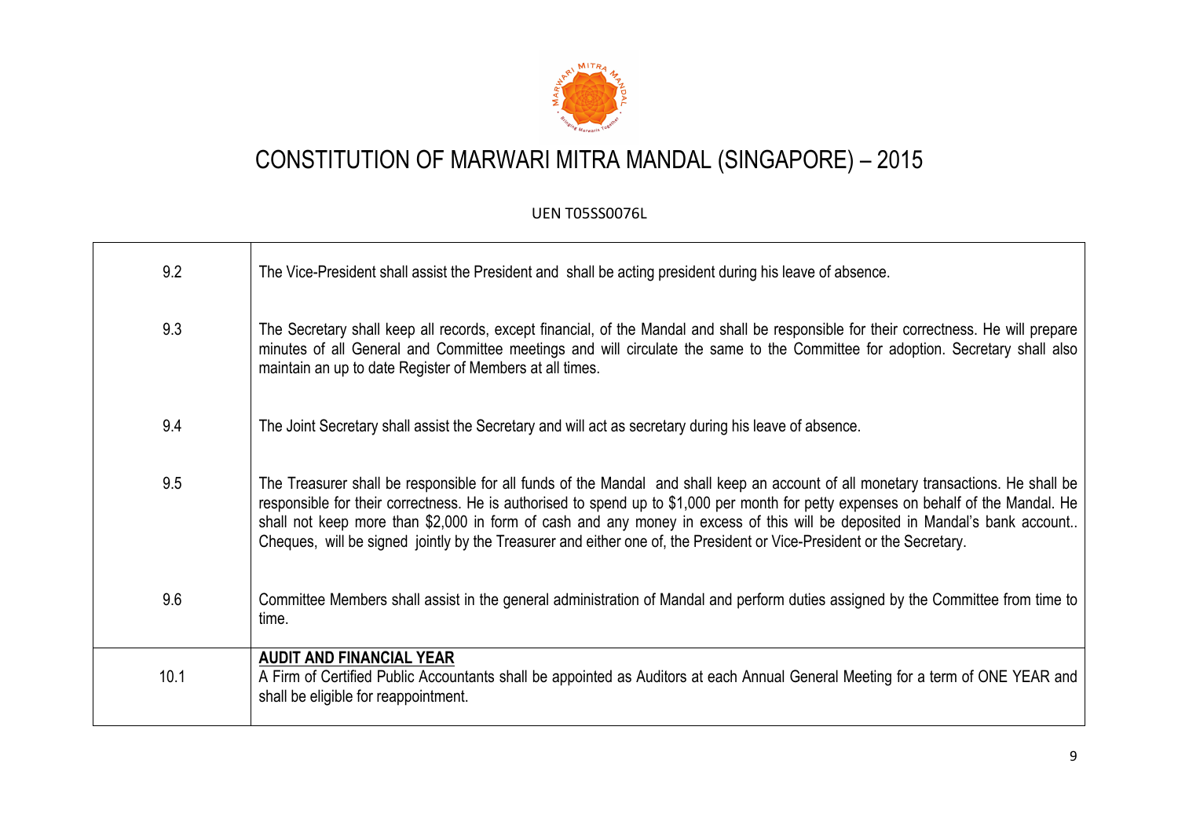| | |
|---|---|
| 9.2 | The Vice-President shall assist the President and shall be acting president during his leave of absence. |
| 9.3 | The Secretary shall keep all records, except financial, of the Mandal and shall be responsible for their correctness. He will prepare minutes of all General and Committee meetings and will circulate the same to the Committee for adoption. Secretary shall also maintain an up to date Register of Members at all times. |
| 9.4 | The Joint Secretary shall assist the Secretary and will act as secretary during his leave of absence. |
| 9.5 | The Treasurer shall be responsible for all funds of the Mandal and shall keep an account of all monetary transactions. He shall be responsible for their correctness. He is authorised to spend up to $1,000 per month for petty expenses on behalf of the Mandal. He shall not keep more than $2,000 in form of cash and any money in excess of this will be deposited in Mandal's bank account.. Cheques, will be signed jointly by the Treasurer and either one of, the President or Vice-President or the Secretary. |
| 9.6 | Committee Members shall assist in the general administration of Mandal and perform duties assigned by the Committee from time to time. |
| 10.1 | **AUDIT AND FINANCIAL YEAR**<br>A Firm of Certified Public Accountants shall be appointed as Auditors at each Annual General Meeting for a term of ONE YEAR and shall be eligible for reappointment. |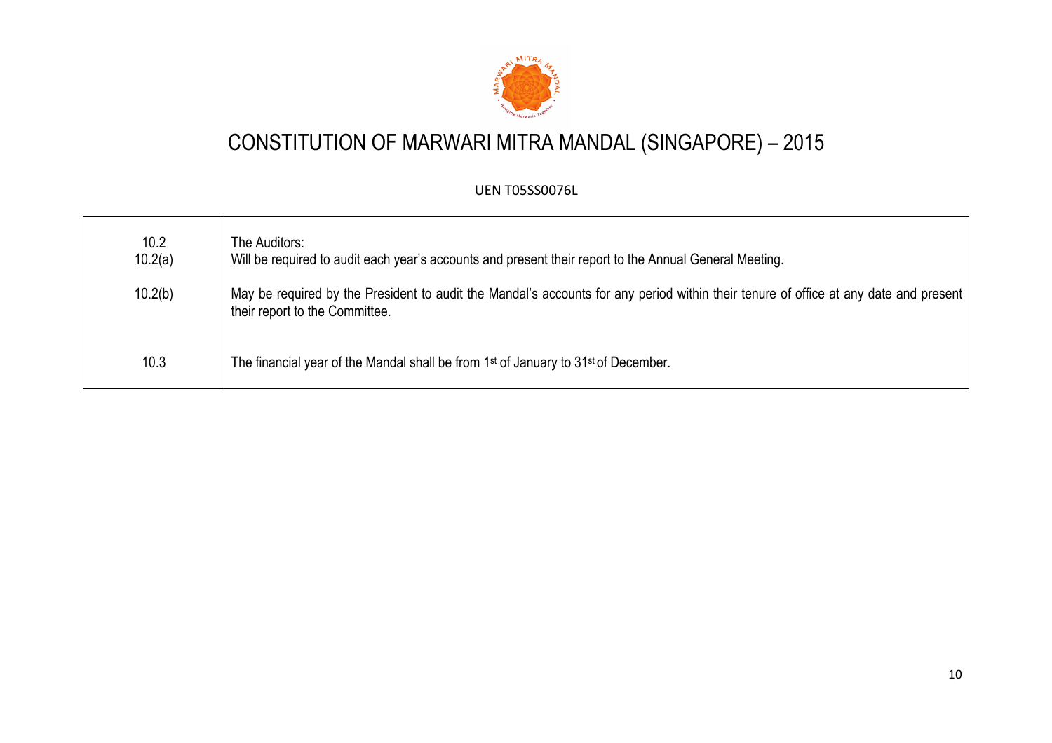# CONSTITUTION OF MARWARI MITRA MANDAL (SINGAPORE) – 2015

UEN T05SS0076L

| | |
|---|---|
| 10.2<br>10.2(a) | The Auditors:<br>Will be required to audit each year's accounts and present their report to the Annual General Meeting. |
| 10.2(b) | May be required by the President to audit the Mandal's accounts for any period within their tenure of office at any date and present their report to the Committee. |
| 10.3 | The financial year of the Mandal shall be from 1st of January to 31st of December. |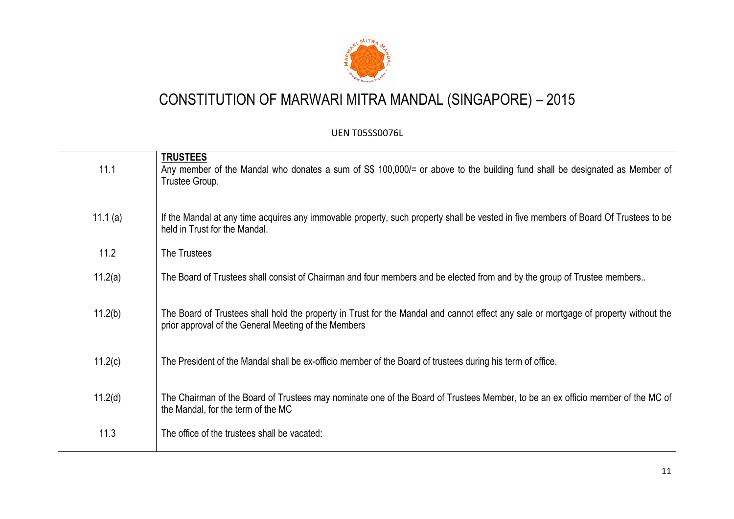# CONSTITUTION OF MARWARI MITRA MANDAL (SINGAPORE) – 2015

UEN T05SS0076L

| | |
|---|---|
| 11.1 | **TRUSTEES**<br>Any member of the Mandal who donates a sum of S$ 100,000/= or above to the building fund shall be designated as Member of Trustee Group. |
| 11.1 (a) | If the Mandal at any time acquires any immovable property, such property shall be vested in five members of Board Of Trustees to be held in Trust for the Mandal. |
| 11.2 | The Trustees |
| 11.2(a) | The Board of Trustees shall consist of Chairman and four members and be elected from and by the group of Trustee members.. |
| 11.2(b) | The Board of Trustees shall hold the property in Trust for the Mandal and cannot effect any sale or mortgage of property without the prior approval of the General Meeting of the Members |
| 11.2(c) | The President of the Mandal shall be ex-officio member of the Board of trustees during his term of office. |
| 11.2(d) | The Chairman of the Board of Trustees may nominate one of the Board of Trustees Member, to be an ex officio member of the MC of the Mandal, for the term of the MC |
| 11.3 | The office of the trustees shall be vacated: |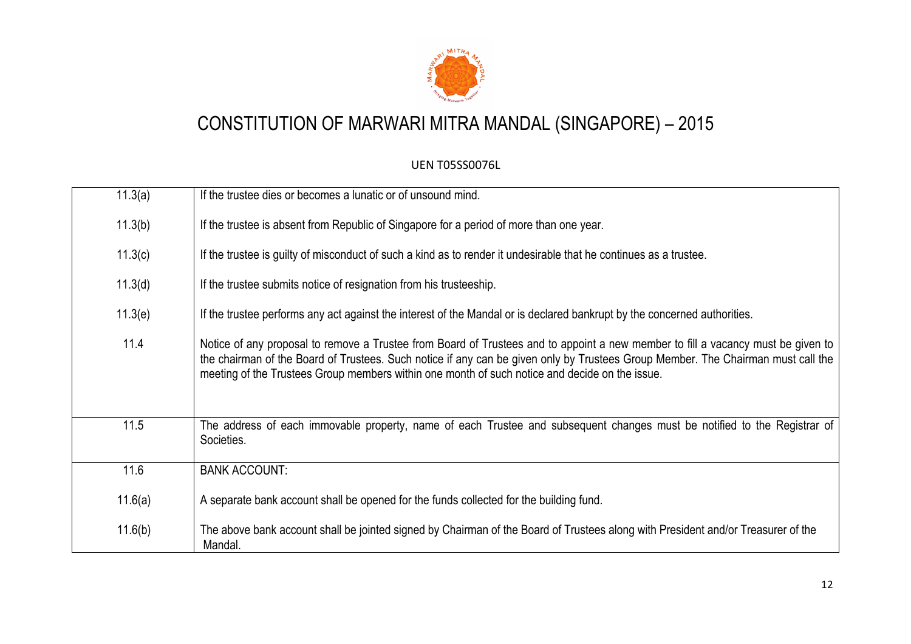| | |
|---|---|
| 11.3(a) | If the trustee dies or becomes a lunatic or of unsound mind. |
| 11.3(b) | If the trustee is absent from Republic of Singapore for a period of more than one year. |
| 11.3(c) | If the trustee is guilty of misconduct of such a kind as to render it undesirable that he continues as a trustee. |
| 11.3(d) | If the trustee submits notice of resignation from his trusteeship. |
| 11.3(e) | If the trustee performs any act against the interest of the Mandal or is declared bankrupt by the concerned authorities. |
| 11.4 | Notice of any proposal to remove a Trustee from Board of Trustees and to appoint a new member to fill a vacancy must be given to the chairman of the Board of Trustees. Such notice if any can be given only by Trustees Group Member. The Chairman must call the meeting of the Trustees Group members within one month of such notice and decide on the issue. |
| 11.5 | The address of each immovable property, name of each Trustee and subsequent changes must be notified to the Registrar of Societies. |
| 11.6 | BANK ACCOUNT: |
| 11.6(a) | A separate bank account shall be opened for the funds collected for the building fund. |
| 11.6(b) | The above bank account shall be jointed signed by Chairman of the Board of Trustees along with President and/or Treasurer of the Mandal. |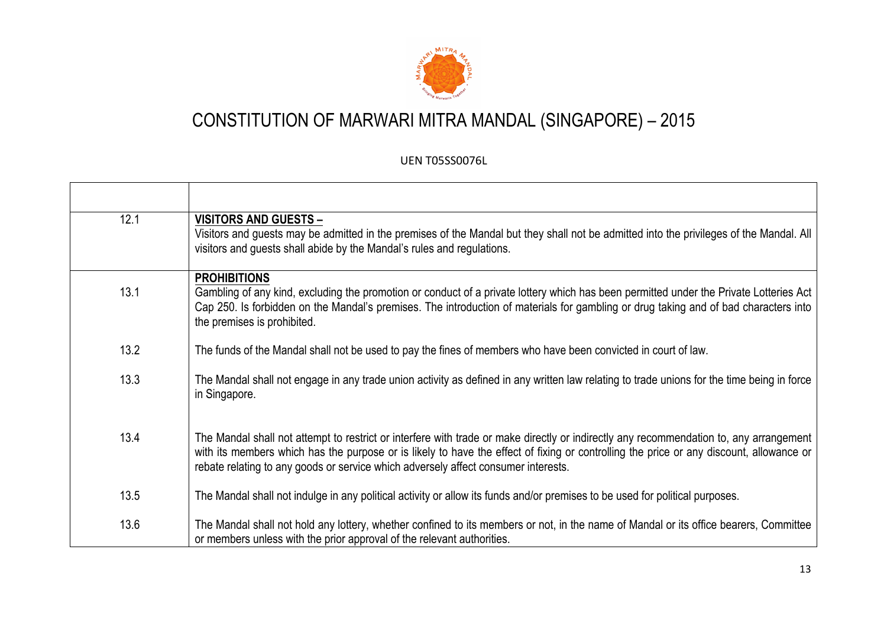# CONSTITUTION OF MARWARI MITRA MANDAL (SINGAPORE) – 2015

UEN T05SS0076L

| | |
|---|---|
| 12.1 | **VISITORS AND GUESTS –** Visitors and guests may be admitted in the premises of the Mandal but they shall not be admitted into the privileges of the Mandal. All visitors and guests shall abide by the Mandal's rules and regulations. |
| | **PROHIBITIONS** |
| 13.1 | Gambling of any kind, excluding the promotion or conduct of a private lottery which has been permitted under the Private Lotteries Act Cap 250. Is forbidden on the Mandal's premises. The introduction of materials for gambling or drug taking and of bad characters into the premises is prohibited. |
| 13.2 | The funds of the Mandal shall not be used to pay the fines of members who have been convicted in court of law. |
| 13.3 | The Mandal shall not engage in any trade union activity as defined in any written law relating to trade unions for the time being in force in Singapore. |
| 13.4 | The Mandal shall not attempt to restrict or interfere with trade or make directly or indirectly any recommendation to, any arrangement with its members which has the purpose or is likely to have the effect of fixing or controlling the price or any discount, allowance or rebate relating to any goods or service which adversely affect consumer interests. |
| 13.5 | The Mandal shall not indulge in any political activity or allow its funds and/or premises to be used for political purposes. |
| 13.6 | The Mandal shall not hold any lottery, whether confined to its members or not, in the name of Mandal or its office bearers, Committee or members unless with the prior approval of the relevant authorities. |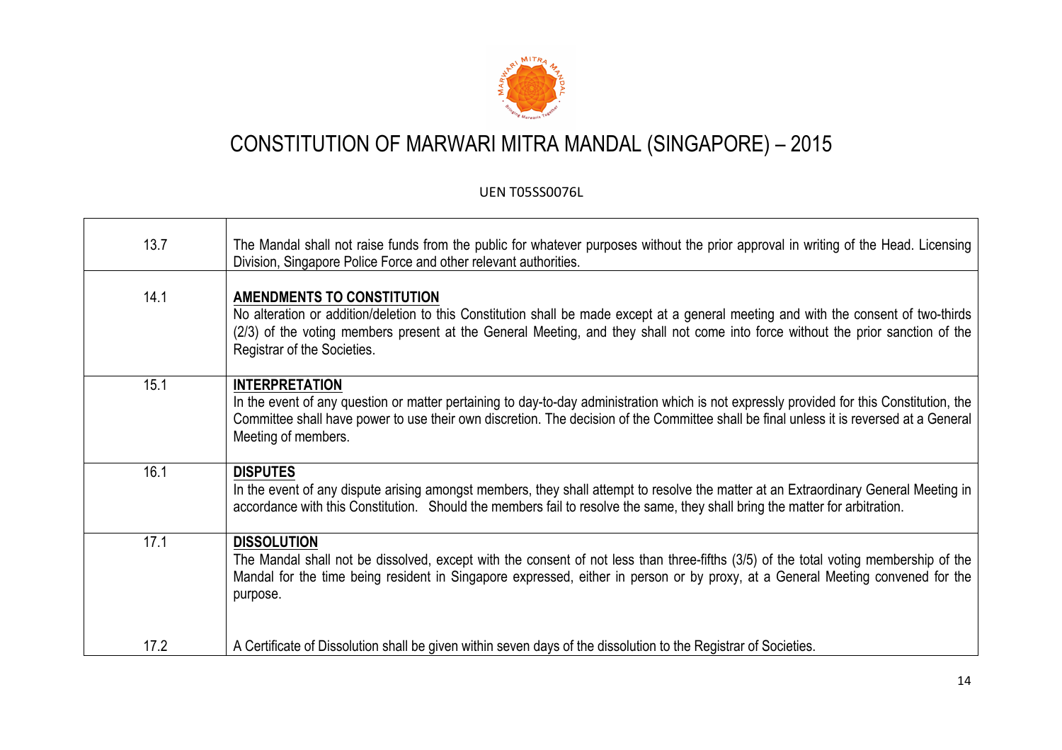# CONSTITUTION OF MARWARI MITRA MANDAL (SINGAPORE) – 2015

UEN T05SS0076L

| | |
|---|---|
| 13.7 | The Mandal shall not raise funds from the public for whatever purposes without the prior approval in writing of the Head. Licensing Division, Singapore Police Force and other relevant authorities. |
| 14.1 | **AMENDMENTS TO CONSTITUTION**<br>No alteration or addition/deletion to this Constitution shall be made except at a general meeting and with the consent of two-thirds (2/3) of the voting members present at the General Meeting, and they shall not come into force without the prior sanction of the Registrar of the Societies. |
| 15.1 | **INTERPRETATION**<br>In the event of any question or matter pertaining to day-to-day administration which is not expressly provided for this Constitution, the Committee shall have power to use their own discretion. The decision of the Committee shall be final unless it is reversed at a General Meeting of members. |
| 16.1 | **DISPUTES**<br>In the event of any dispute arising amongst members, they shall attempt to resolve the matter at an Extraordinary General Meeting in accordance with this Constitution. Should the members fail to resolve the same, they shall bring the matter for arbitration. |
| 17.1 | **DISSOLUTION**<br>The Mandal shall not be dissolved, except with the consent of not less than three-fifths (3/5) of the total voting membership of the Mandal for the time being resident in Singapore expressed, either in person or by proxy, at a General Meeting convened for the purpose. |
| 17.2 | A Certificate of Dissolution shall be given within seven days of the dissolution to the Registrar of Societies. |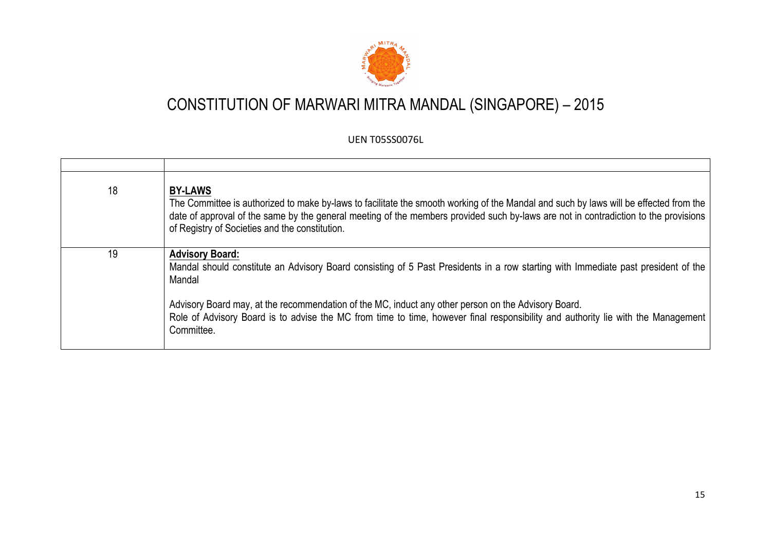# CONSTITUTION OF MARWARI MITRA MANDAL (SINGAPORE) – 2015

UEN T05SS0076L

| | |
|---|---|
| 18 | **BY-LAWS**<br>The Committee is authorized to make by-laws to facilitate the smooth working of the Mandal and such by laws will be effected from the date of approval of the same by the general meeting of the members provided such by-laws are not in contradiction to the provisions of Registry of Societies and the constitution. |
| 19 | **Advisory Board:**<br>Mandal should constitute an Advisory Board consisting of 5 Past Presidents in a row starting with Immediate past president of the Mandal<br><br>Advisory Board may, at the recommendation of the MC, induct any other person on the Advisory Board.<br>Role of Advisory Board is to advise the MC from time to time, however final responsibility and authority lie with the Management Committee. |